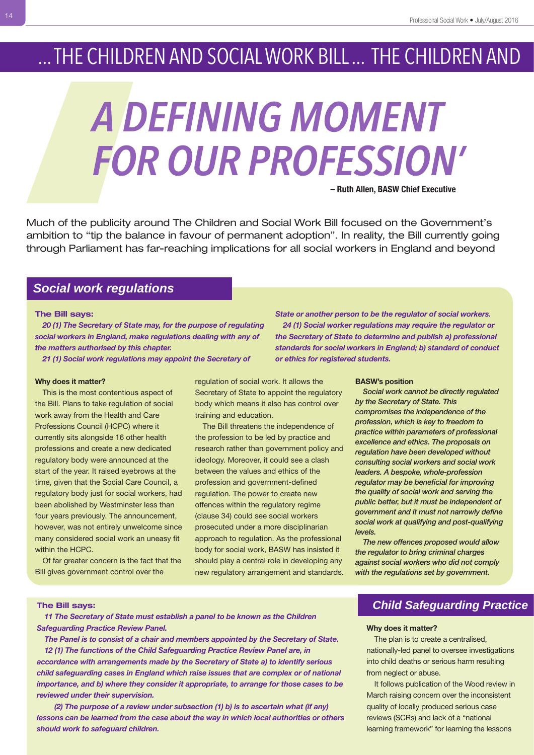... THE CHILDREN AND SOCIAL WORK BILL ... THE CHILDREN AND

# A DEFINING MOMENT FOR OUR PROFESSION'

**– Ruth Allen, BASW Chief Executive**

Much of the publicity around The Children and Social Work Bill focused on the Government's ambition to "tip the balance in favour of permanent adoption". In reality, the Bill currently going through Parliament has far-reaching implications for all social workers in England and beyond

## Social work regulations

**The Bill says:**

***20 (1) The Secretary of State may, for the purpose of regulating social workers in England, make regulations dealing with any of the matters authorised by this chapter.***

***21 (1) Social work regulations may appoint the Secretary of State or another person to be the regulator of social workers.***

***24 (1) Social worker regulations may require the regulator or the Secretary of State to determine and publish a) professional standards for social workers in England; b) standard of conduct or ethics for registered students.***

**Why does it matter?**

This is the most contentious aspect of the Bill. Plans to take regulation of social work away from the Health and Care Professions Council (HCPC) where it currently sits alongside 16 other health professions and create a new dedicated regulatory body were announced at the start of the year. It raised eyebrows at the time, given that the Social Care Council, a regulatory body just for social workers, had been abolished by Westminster less than four years previously. The announcement, however, was not entirely unwelcome since many considered social work an uneasy fit within the HCPC.

Of far greater concern is the fact that the Bill gives government control over the regulation of social work. It allows the Secretary of State to appoint the regulatory body which means it also has control over training and education.

The Bill threatens the independence of the profession to be led by practice and research rather than government policy and ideology. Moreover, it could see a clash between the values and ethics of the profession and government-defined regulation. The power to create new offences within the regulatory regime (clause 34) could see social workers prosecuted under a more disciplinarian approach to regulation. As the professional body for social work, BASW has insisted it should play a central role in developing any new regulatory arrangement and standards.

**BASW's position**

***Social work cannot be directly regulated by the Secretary of State. This compromises the independence of the profession, which is key to freedom to practice within parameters of professional excellence and ethics. The proposals on regulation have been developed without consulting social workers and social work leaders. A bespoke, whole-profession regulator may be beneficial for improving the quality of social work and serving the public better, but it must be independent of government and it must not narrowly define social work at qualifying and post-qualifying levels.***

***The new offences proposed would allow the regulator to bring criminal charges against social workers who did not comply with the regulations set by government.***

## Child Safeguarding Practice

**The Bill says:**

***11 The Secretary of State must establish a panel to be known as the Children Safeguarding Practice Review Panel.***

***The Panel is to consist of a chair and members appointed by the Secretary of State.***

***12 (1) The functions of the Child Safeguarding Practice Review Panel are, in accordance with arrangements made by the Secretary of State a) to identify serious child safeguarding cases in England which raise issues that are complex or of national importance, and b) where they consider it appropriate, to arrange for those cases to be reviewed under their supervision.***

***(2) The purpose of a review under subsection (1) b) is to ascertain what (if any) lessons can be learned from the case about the way in which local authorities or others should work to safeguard children.***

**Why does it matter?**

The plan is to create a centralised, nationally-led panel to oversee investigations into child deaths or serious harm resulting from neglect or abuse.

It follows publication of the Wood review in March raising concern over the inconsistent quality of locally produced serious case reviews (SCRs) and lack of a "national learning framework" for learning the lessons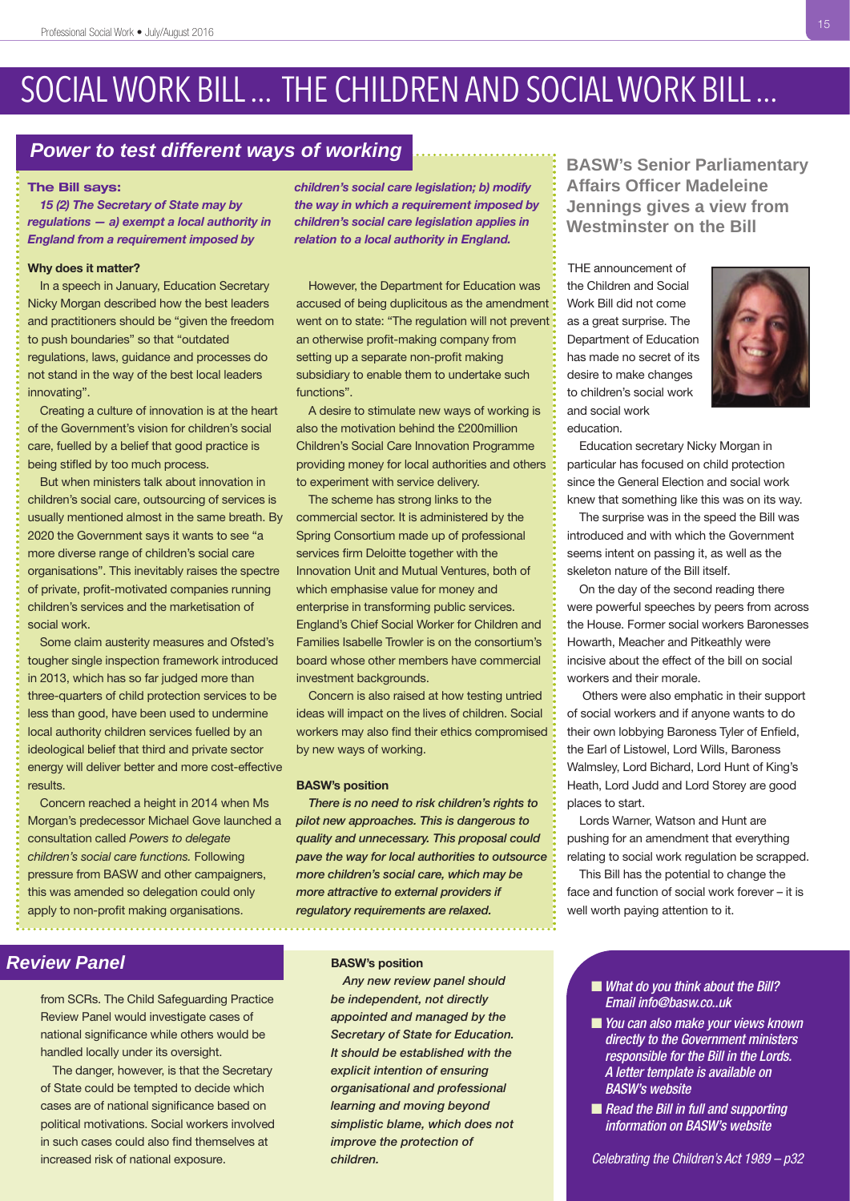# SOCIAL WORK BILL … THE CHILDREN AND SOCIAL WORK BILL …

## Power to test different ways of working

**The Bill says:**

***15 (2) The Secretary of State may by regulations — a) exempt a local authority in England from a requirement imposed by children's social care legislation; b) modify the way in which a requirement imposed by children's social care legislation applies in relation to a local authority in England.***

**Why does it matter?**

In a speech in January, Education Secretary Nicky Morgan described how the best leaders and practitioners should be "given the freedom to push boundaries" so that "outdated regulations, laws, guidance and processes do not stand in the way of the best local leaders innovating".

Creating a culture of innovation is at the heart of the Government's vision for children's social care, fuelled by a belief that good practice is being stifled by too much process.

But when ministers talk about innovation in children's social care, outsourcing of services is usually mentioned almost in the same breath. By 2020 the Government says it wants to see "a more diverse range of children's social care organisations". This inevitably raises the spectre of private, profit-motivated companies running children's services and the marketisation of social work.

Some claim austerity measures and Ofsted's tougher single inspection framework introduced in 2013, which has so far judged more than three-quarters of child protection services to be less than good, have been used to undermine local authority children services fuelled by an ideological belief that third and private sector energy will deliver better and more cost-effective results.

Concern reached a height in 2014 when Ms Morgan's predecessor Michael Gove launched a consultation called *Powers to delegate children's social care functions.* Following pressure from BASW and other campaigners, this was amended so delegation could only apply to non-profit making organisations.

However, the Department for Education was accused of being duplicitous as the amendment went on to state: "The regulation will not prevent an otherwise profit-making company from setting up a separate non-profit making subsidiary to enable them to undertake such functions".

A desire to stimulate new ways of working is also the motivation behind the £200million Children's Social Care Innovation Programme providing money for local authorities and others to experiment with service delivery.

The scheme has strong links to the commercial sector. It is administered by the Spring Consortium made up of professional services firm Deloitte together with the Innovation Unit and Mutual Ventures, both of which emphasise value for money and enterprise in transforming public services. England's Chief Social Worker for Children and Families Isabelle Trowler is on the consortium's board whose other members have commercial investment backgrounds.

Concern is also raised at how testing untried ideas will impact on the lives of children. Social workers may also find their ethics compromised by new ways of working.

**BASW's position**

***There is no need to risk children's rights to pilot new approaches. This is dangerous to quality and unnecessary. This proposal could pave the way for local authorities to outsource more children's social care, which may be more attractive to external providers if regulatory requirements are relaxed.***

## BASW's Senior Parliamentary Affairs Officer Madeleine Jennings gives a view from Westminster on the Bill

THE announcement of the Children and Social Work Bill did not come as a great surprise. The Department of Education has made no secret of its desire to make changes to children's social work and social work education.

Education secretary Nicky Morgan in particular has focused on child protection since the General Election and social work knew that something like this was on its way.

The surprise was in the speed the Bill was introduced and with which the Government seems intent on passing it, as well as the skeleton nature of the Bill itself.

On the day of the second reading there were powerful speeches by peers from across the House. Former social workers Baronesses Howarth, Meacher and Pitkeathly were incisive about the effect of the bill on social workers and their morale.

Others were also emphatic in their support of social workers and if anyone wants to do their own lobbying Baroness Tyler of Enfield, the Earl of Listowel, Lord Wills, Baroness Walmsley, Lord Bichard, Lord Hunt of King's Heath, Lord Judd and Lord Storey are good places to start.

Lords Warner, Watson and Hunt are pushing for an amendment that everything relating to social work regulation be scrapped.

This Bill has the potential to change the face and function of social work forever – it is well worth paying attention to it.

## Review Panel

from SCRs. The Child Safeguarding Practice Review Panel would investigate cases of national significance while others would be handled locally under its oversight.

The danger, however, is that the Secretary of State could be tempted to decide which cases are of national significance based on political motivations. Social workers involved in such cases could also find themselves at increased risk of national exposure.

**BASW's position**

***Any new review panel should be independent, not directly appointed and managed by the Secretary of State for Education. It should be established with the explicit intention of ensuring organisational and professional learning and moving beyond simplistic blame, which does not improve the protection of children.***

- *What do you think about the Bill? Email info@basw.co..uk*
- *You can also make your views known directly to the Government ministers responsible for the Bill in the Lords. A letter template is available on BASW's website*
- *Read the Bill in full and supporting information on BASW's website*

*Celebrating the Children's Act 1989 – p32*